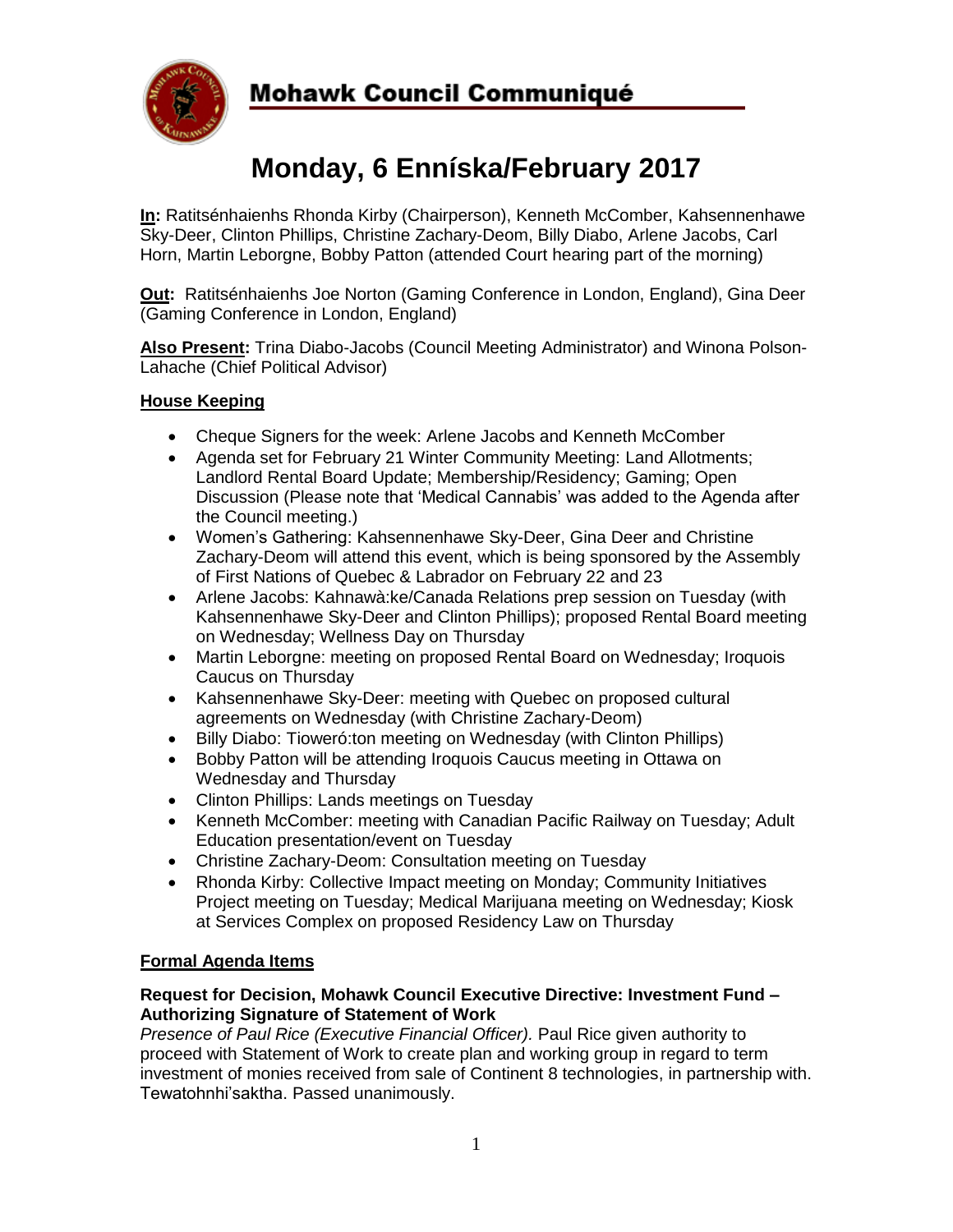# Mohawk Council Communiqué

# Monday, 6 Enníska/February 2017

**In:** Ratitsénhaienhs Rhonda Kirby (Chairperson), Kenneth McComber, Kahsennenhawe Sky-Deer, Clinton Phillips, Christine Zachary-Deom, Billy Diabo, Arlene Jacobs, Carl Horn, Martin Leborgne, Bobby Patton (attended Court hearing part of the morning)

**Out:** Ratitsénhaienhs Joe Norton (Gaming Conference in London, England), Gina Deer (Gaming Conference in London, England)

**Also Present:** Trina Diabo-Jacobs (Council Meeting Administrator) and Winona Polson-Lahache (Chief Political Advisor)

## House Keeping

- Cheque Signers for the week: Arlene Jacobs and Kenneth McComber
- Agenda set for February 21 Winter Community Meeting: Land Allotments; Landlord Rental Board Update; Membership/Residency; Gaming; Open Discussion (Please note that 'Medical Cannabis' was added to the Agenda after the Council meeting.)
- Women's Gathering: Kahsennenhawe Sky-Deer, Gina Deer and Christine Zachary-Deom will attend this event, which is being sponsored by the Assembly of First Nations of Quebec & Labrador on February 22 and 23
- Arlene Jacobs: Kahnawà:ke/Canada Relations prep session on Tuesday (with Kahsennenhawe Sky-Deer and Clinton Phillips); proposed Rental Board meeting on Wednesday; Wellness Day on Thursday
- Martin Leborgne: meeting on proposed Rental Board on Wednesday; Iroquois Caucus on Thursday
- Kahsennenhawe Sky-Deer: meeting with Quebec on proposed cultural agreements on Wednesday (with Christine Zachary-Deom)
- Billy Diabo: Tioweró:ton meeting on Wednesday (with Clinton Phillips)
- Bobby Patton will be attending Iroquois Caucus meeting in Ottawa on Wednesday and Thursday
- Clinton Phillips: Lands meetings on Tuesday
- Kenneth McComber: meeting with Canadian Pacific Railway on Tuesday; Adult Education presentation/event on Tuesday
- Christine Zachary-Deom: Consultation meeting on Tuesday
- Rhonda Kirby: Collective Impact meeting on Monday; Community Initiatives Project meeting on Tuesday; Medical Marijuana meeting on Wednesday; Kiosk at Services Complex on proposed Residency Law on Thursday

## Formal Agenda Items

### Request for Decision, Mohawk Council Executive Directive: Investment Fund – Authorizing Signature of Statement of Work

*Presence of Paul Rice (Executive Financial Officer).* Paul Rice given authority to proceed with Statement of Work to create plan and working group in regard to term investment of monies received from sale of Continent 8 technologies, in partnership with. Tewatohnhi'saktha. Passed unanimously.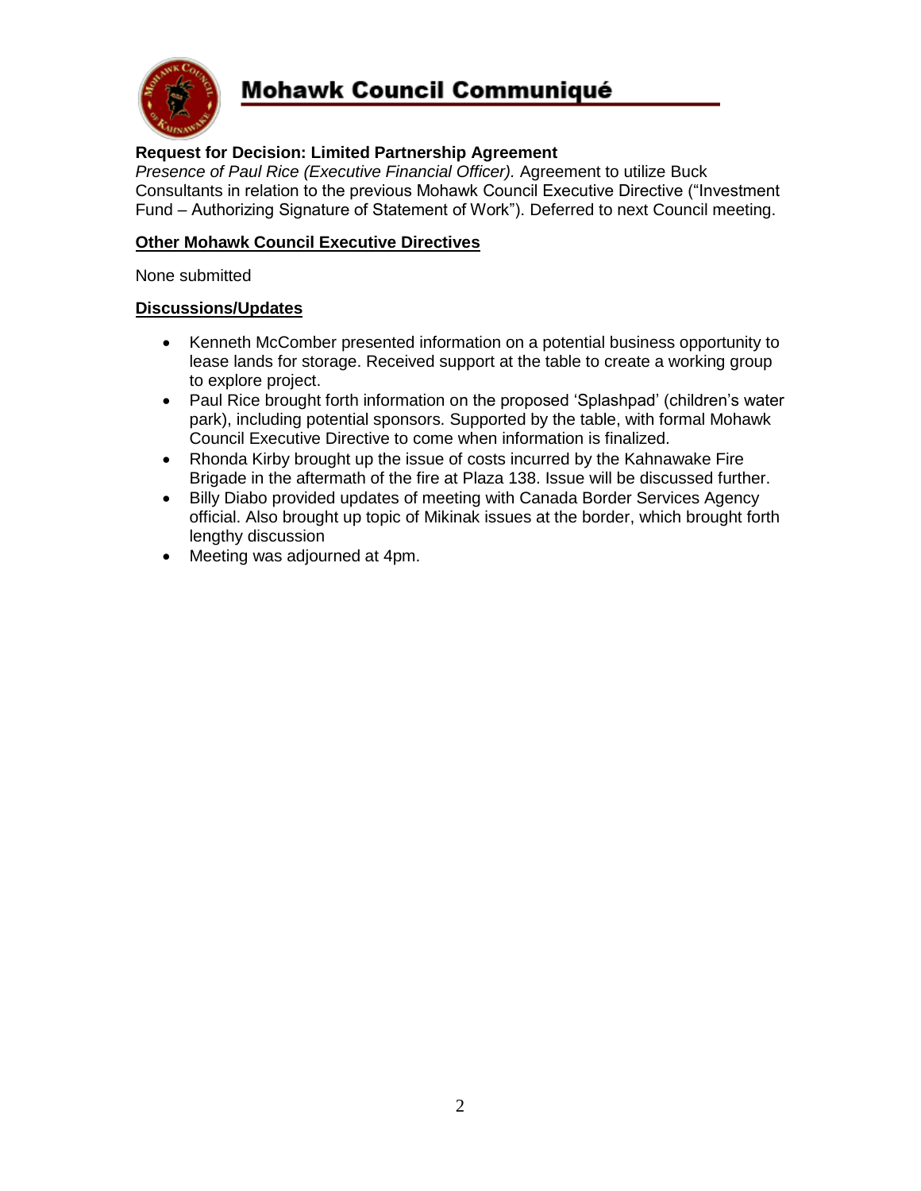**Request for Decision: Limited Partnership Agreement**

*Presence of Paul Rice (Executive Financial Officer).* Agreement to utilize Buck Consultants in relation to the previous Mohawk Council Executive Directive ("Investment Fund – Authorizing Signature of Statement of Work"). Deferred to next Council meeting.

**Other Mohawk Council Executive Directives**

None submitted

**Discussions/Updates**

- Kenneth McComber presented information on a potential business opportunity to lease lands for storage. Received support at the table to create a working group to explore project.
- Paul Rice brought forth information on the proposed 'Splashpad' (children's water park), including potential sponsors. Supported by the table, with formal Mohawk Council Executive Directive to come when information is finalized.
- Rhonda Kirby brought up the issue of costs incurred by the Kahnawake Fire Brigade in the aftermath of the fire at Plaza 138. Issue will be discussed further.
- Billy Diabo provided updates of meeting with Canada Border Services Agency official. Also brought up topic of Mikinak issues at the border, which brought forth lengthy discussion
- Meeting was adjourned at 4pm.